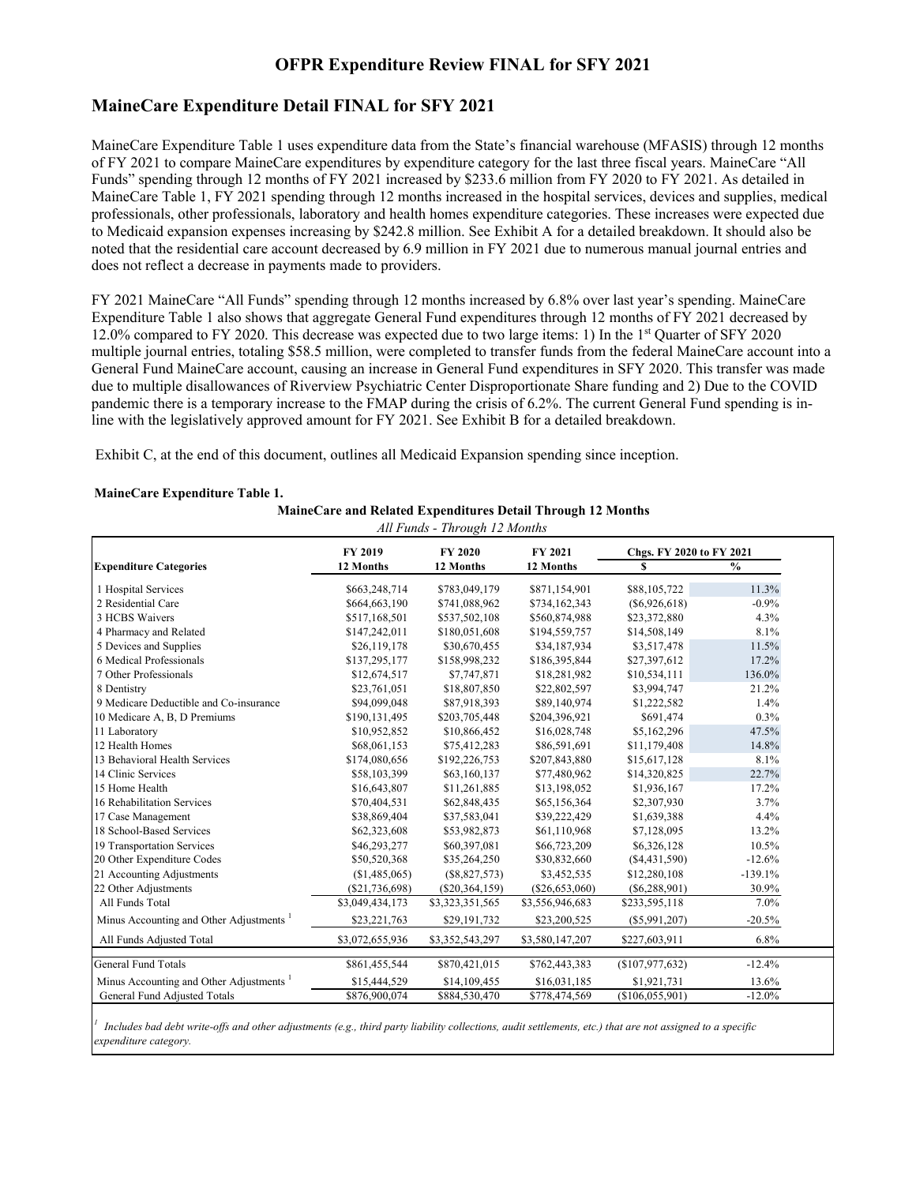# OFPR Expenditure Review FINAL for SFY 2021

## MaineCare Expenditure Detail FINAL for SFY 2021

MaineCare Expenditure Table 1 uses expenditure data from the State's financial warehouse (MFASIS) through 12 months of FY 2021 to compare MaineCare expenditures by expenditure category for the last three fiscal years. MaineCare "All Funds" spending through 12 months of FY 2021 increased by $233.6 million from FY 2020 to FY 2021. As detailed in MaineCare Table 1, FY 2021 spending through 12 months increased in the hospital services, devices and supplies, medical professionals, other professionals, laboratory and health homes expenditure categories. These increases were expected due to Medicaid expansion expenses increasing by $242.8 million. See Exhibit A for a detailed breakdown. It should also be noted that the residential care account decreased by 6.9 million in FY 2021 due to numerous manual journal entries and does not reflect a decrease in payments made to providers.

FY 2021 MaineCare "All Funds" spending through 12 months increased by 6.8% over last year's spending. MaineCare Expenditure Table 1 also shows that aggregate General Fund expenditures through 12 months of FY 2021 decreased by 12.0% compared to FY 2020. This decrease was expected due to two large items: 1) In the 1st Quarter of SFY 2020 multiple journal entries, totaling $58.5 million, were completed to transfer funds from the federal MaineCare account into a General Fund MaineCare account, causing an increase in General Fund expenditures in SFY 2020. This transfer was made due to multiple disallowances of Riverview Psychiatric Center Disproportionate Share funding and 2) Due to the COVID pandemic there is a temporary increase to the FMAP during the crisis of 6.2%. The current General Fund spending is in-line with the legislatively approved amount for FY 2021. See Exhibit B for a detailed breakdown.

Exhibit C, at the end of this document, outlines all Medicaid Expansion spending since inception.

**MaineCare Expenditure Table 1.**

**MaineCare and Related Expenditures Detail Through 12 Months**

*All Funds - Through 12 Months*

| Expenditure Categories | FY 2019 12 Months | FY 2020 12 Months | FY 2021 12 Months | Chgs. FY 2020 to FY 2021 $ | % |
|---|---|---|---|---|---|
| 1 Hospital Services | $663,248,714 | $783,049,179 | $871,154,901 | $88,105,722 | 11.3% |
| 2 Residential Care | $664,663,190 | $741,088,962 | $734,162,343 | ($6,926,618) | -0.9% |
| 3 HCBS Waivers | $517,168,501 | $537,502,108 | $560,874,988 | $23,372,880 | 4.3% |
| 4 Pharmacy and Related | $147,242,011 | $180,051,608 | $194,559,757 | $14,508,149 | 8.1% |
| 5 Devices and Supplies | $26,119,178 | $30,670,455 | $34,187,934 | $3,517,478 | 11.5% |
| 6 Medical Professionals | $137,295,177 | $158,998,232 | $186,395,844 | $27,397,612 | 17.2% |
| 7 Other Professionals | $12,674,517 | $7,747,871 | $18,281,982 | $10,534,111 | 136.0% |
| 8 Dentistry | $23,761,051 | $18,807,850 | $22,802,597 | $3,994,747 | 21.2% |
| 9 Medicare Deductible and Co-insurance | $94,099,048 | $87,918,393 | $89,140,974 | $1,222,582 | 1.4% |
| 10 Medicare A, B, D Premiums | $190,131,495 | $203,705,448 | $204,396,921 | $691,474 | 0.3% |
| 11 Laboratory | $10,952,852 | $10,866,452 | $16,028,748 | $5,162,296 | 47.5% |
| 12 Health Homes | $68,061,153 | $75,412,283 | $86,591,691 | $11,179,408 | 14.8% |
| 13 Behavioral Health Services | $174,080,656 | $192,226,753 | $207,843,880 | $15,617,128 | 8.1% |
| 14 Clinic Services | $58,103,399 | $63,160,137 | $77,480,962 | $14,320,825 | 22.7% |
| 15 Home Health | $16,643,807 | $11,261,885 | $13,198,052 | $1,936,167 | 17.2% |
| 16 Rehabilitation Services | $70,404,531 | $62,848,435 | $65,156,364 | $2,307,930 | 3.7% |
| 17 Case Management | $38,869,404 | $37,583,041 | $39,222,429 | $1,639,388 | 4.4% |
| 18 School-Based Services | $62,323,608 | $53,982,873 | $61,110,968 | $7,128,095 | 13.2% |
| 19 Transportation Services | $46,293,277 | $60,397,081 | $66,723,209 | $6,326,128 | 10.5% |
| 20 Other Expenditure Codes | $50,520,368 | $35,264,250 | $30,832,660 | ($4,431,590) | -12.6% |
| 21 Accounting Adjustments | ($1,485,065) | ($8,827,573) | $3,452,535 | $12,280,108 | -139.1% |
| 22 Other Adjustments | ($21,736,698) | ($20,364,159) | ($26,653,060) | ($6,288,901) | 30.9% |
| All Funds Total | $3,049,434,173 | $3,323,351,565 | $3,556,946,683 | $233,595,118 | 7.0% |
| Minus Accounting and Other Adjustments [1] | $23,221,763 | $29,191,732 | $23,200,525 | ($5,991,207) | -20.5% |
| All Funds Adjusted Total | $3,072,655,936 | $3,352,543,297 | $3,580,147,207 | $227,603,911 | 6.8% |
| General Fund Totals | $861,455,544 | $870,421,015 | $762,443,383 | ($107,977,632) | -12.4% |
| Minus Accounting and Other Adjustments [1] | $15,444,529 | $14,109,455 | $16,031,185 | $1,921,731 | 13.6% |
| General Fund Adjusted Totals | $876,900,074 | $884,530,470 | $778,474,569 | ($106,055,901) | -12.0% |

[1] *Includes bad debt write-offs and other adjustments (e.g., third party liability collections, audit settlements, etc.) that are not assigned to a specific expenditure category.*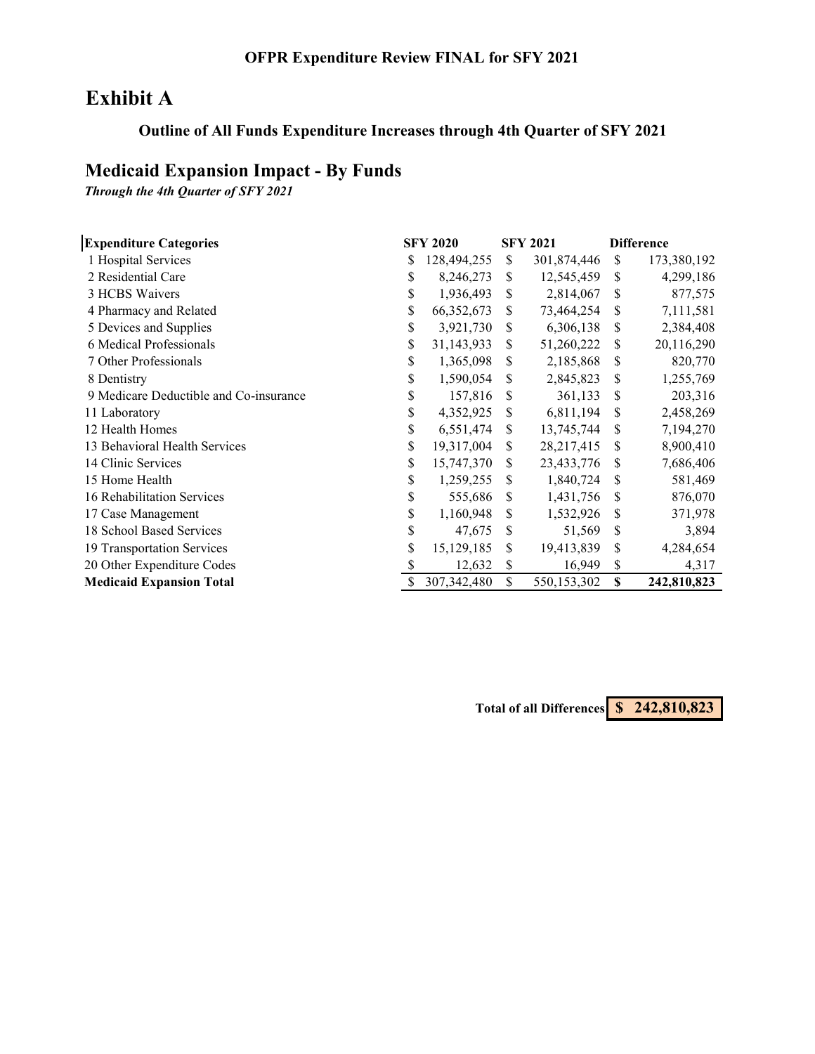**OFPR Expenditure Review FINAL for SFY 2021**

# Exhibit A

### Outline of All Funds Expenditure Increases through 4th Quarter of SFY 2021

## Medicaid Expansion Impact - By Funds

***Through the 4th Quarter of SFY 2021***

| Expenditure Categories | SFY 2020 | SFY 2021 | Difference |
|---|---|---|---|
| 1 Hospital Services | $ 128,494,255 | $ 301,874,446 | $ 173,380,192 |
| 2 Residential Care | $ 8,246,273 | $ 12,545,459 | $ 4,299,186 |
| 3 HCBS Waivers | $ 1,936,493 | $ 2,814,067 | $ 877,575 |
| 4 Pharmacy and Related | $ 66,352,673 | $ 73,464,254 | $ 7,111,581 |
| 5 Devices and Supplies | $ 3,921,730 | $ 6,306,138 | $ 2,384,408 |
| 6 Medical Professionals | $ 31,143,933 | $ 51,260,222 | $ 20,116,290 |
| 7 Other Professionals | $ 1,365,098 | $ 2,185,868 | $ 820,770 |
| 8 Dentistry | $ 1,590,054 | $ 2,845,823 | $ 1,255,769 |
| 9 Medicare Deductible and Co-insurance | $ 157,816 | $ 361,133 | $ 203,316 |
| 11 Laboratory | $ 4,352,925 | $ 6,811,194 | $ 2,458,269 |
| 12 Health Homes | $ 6,551,474 | $ 13,745,744 | $ 7,194,270 |
| 13 Behavioral Health Services | $ 19,317,004 | $ 28,217,415 | $ 8,900,410 |
| 14 Clinic Services | $ 15,747,370 | $ 23,433,776 | $ 7,686,406 |
| 15 Home Health | $ 1,259,255 | $ 1,840,724 | $ 581,469 |
| 16 Rehabilitation Services | $ 555,686 | $ 1,431,756 | $ 876,070 |
| 17 Case Management | $ 1,160,948 | $ 1,532,926 | $ 371,978 |
| 18 School Based Services | $ 47,675 | $ 51,569 | $ 3,894 |
| 19 Transportation Services | $ 15,129,185 | $ 19,413,839 | $ 4,284,654 |
| 20 Other Expenditure Codes | $ 12,632 | $ 16,949 | $ 4,317 |
| **Medicaid Expansion Total** | $ 307,342,480 | $ 550,153,302 | **$ 242,810,823** |

**Total of all Differences** **$ 242,810,823**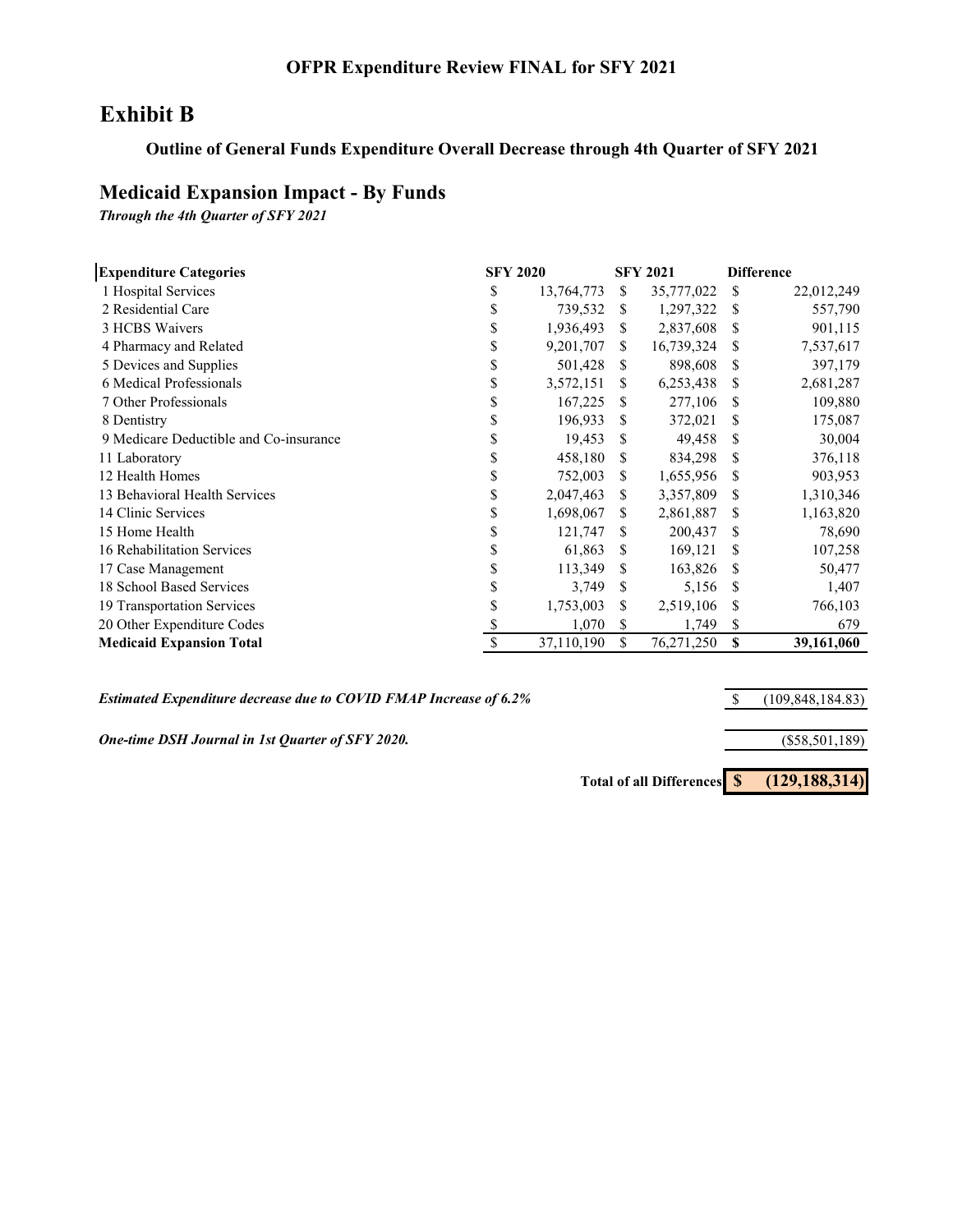## OFPR Expenditure Review FINAL for SFY 2021

# Exhibit B

### Outline of General Funds Expenditure Overall Decrease through 4th Quarter of SFY 2021

## Medicaid Expansion Impact - By Funds

***Through the 4th Quarter of SFY 2021***

| **Expenditure Categories** | **SFY 2020** | **SFY 2021** | **Difference** |
|---|---|---|---|
| 1 Hospital Services | $ 13,764,773 | $ 35,777,022 | $ 22,012,249 |
| 2 Residential Care | $ 739,532 | $ 1,297,322 | $ 557,790 |
| 3 HCBS Waivers | $ 1,936,493 | $ 2,837,608 | $ 901,115 |
| 4 Pharmacy and Related | $ 9,201,707 | $ 16,739,324 | $ 7,537,617 |
| 5 Devices and Supplies | $ 501,428 | $ 898,608 | $ 397,179 |
| 6 Medical Professionals | $ 3,572,151 | $ 6,253,438 | $ 2,681,287 |
| 7 Other Professionals | $ 167,225 | $ 277,106 | $ 109,880 |
| 8 Dentistry | $ 196,933 | $ 372,021 | $ 175,087 |
| 9 Medicare Deductible and Co-insurance | $ 19,453 | $ 49,458 | $ 30,004 |
| 11 Laboratory | $ 458,180 | $ 834,298 | $ 376,118 |
| 12 Health Homes | $ 752,003 | $ 1,655,956 | $ 903,953 |
| 13 Behavioral Health Services | $ 2,047,463 | $ 3,357,809 | $ 1,310,346 |
| 14 Clinic Services | $ 1,698,067 | $ 2,861,887 | $ 1,163,820 |
| 15 Home Health | $ 121,747 | $ 200,437 | $ 78,690 |
| 16 Rehabilitation Services | $ 61,863 | $ 169,121 | $ 107,258 |
| 17 Case Management | $ 113,349 | $ 163,826 | $ 50,477 |
| 18 School Based Services | $ 3,749 | $ 5,156 | $ 1,407 |
| 19 Transportation Services | $ 1,753,003 | $ 2,519,106 | $ 766,103 |
| 20 Other Expenditure Codes | $ 1,070 | $ 1,749 | $ 679 |
| **Medicaid Expansion Total** | $ 37,110,190 | $ 76,271,250 | **$ 39,161,060** |

| | |
|---|---|
| ***Estimated Expenditure decrease due to COVID FMAP Increase of 6.2%*** | $ (109,848,184.83) |
| ***One-time DSH Journal in 1st Quarter of SFY 2020.*** | ($58,501,189) |
| **Total of all Differences** | **$ (129,188,314)** |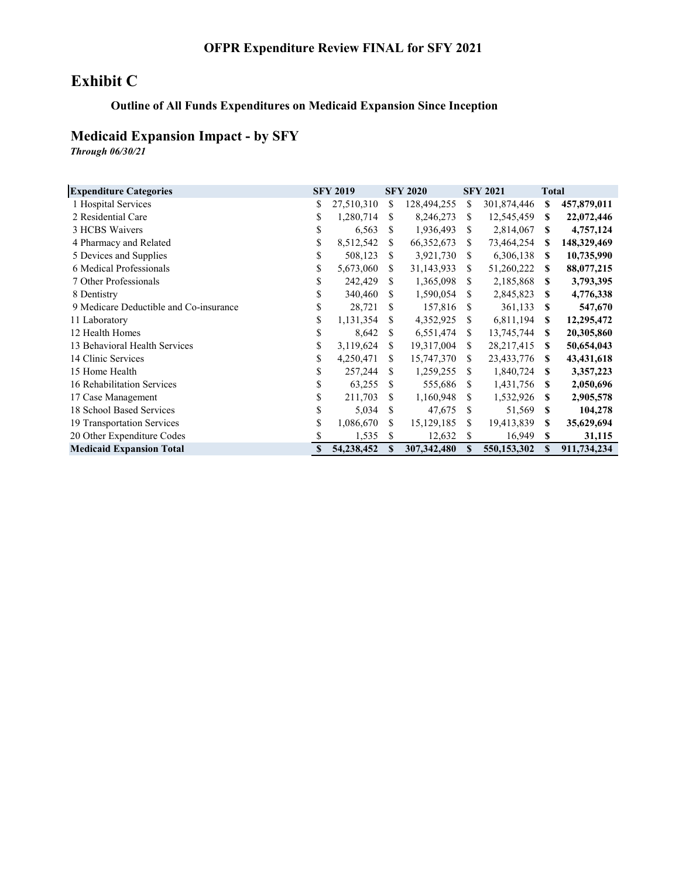# OFPR Expenditure Review FINAL for SFY 2021

## Exhibit C

### Outline of All Funds Expenditures on Medicaid Expansion Since Inception

## Medicaid Expansion Impact - by SFY

***Through 06/30/21***

| Expenditure Categories | SFY 2019 | SFY 2020 | SFY 2021 | Total |
|---|---|---|---|---|
| 1 Hospital Services | $ 27,510,310 | $ 128,494,255 | $ 301,874,446 | **$ 457,879,011** |
| 2 Residential Care | $ 1,280,714 | $ 8,246,273 | $ 12,545,459 | **$ 22,072,446** |
| 3 HCBS Waivers | $ 6,563 | $ 1,936,493 | $ 2,814,067 | **$ 4,757,124** |
| 4 Pharmacy and Related | $ 8,512,542 | $ 66,352,673 | $ 73,464,254 | **$ 148,329,469** |
| 5 Devices and Supplies | $ 508,123 | $ 3,921,730 | $ 6,306,138 | **$ 10,735,990** |
| 6 Medical Professionals | $ 5,673,060 | $ 31,143,933 | $ 51,260,222 | **$ 88,077,215** |
| 7 Other Professionals | $ 242,429 | $ 1,365,098 | $ 2,185,868 | **$ 3,793,395** |
| 8 Dentistry | $ 340,460 | $ 1,590,054 | $ 2,845,823 | **$ 4,776,338** |
| 9 Medicare Deductible and Co-insurance | $ 28,721 | $ 157,816 | $ 361,133 | **$ 547,670** |
| 11 Laboratory | $ 1,131,354 | $ 4,352,925 | $ 6,811,194 | **$ 12,295,472** |
| 12 Health Homes | $ 8,642 | $ 6,551,474 | $ 13,745,744 | **$ 20,305,860** |
| 13 Behavioral Health Services | $ 3,119,624 | $ 19,317,004 | $ 28,217,415 | **$ 50,654,043** |
| 14 Clinic Services | $ 4,250,471 | $ 15,747,370 | $ 23,433,776 | **$ 43,431,618** |
| 15 Home Health | $ 257,244 | $ 1,259,255 | $ 1,840,724 | **$ 3,357,223** |
| 16 Rehabilitation Services | $ 63,255 | $ 555,686 | $ 1,431,756 | **$ 2,050,696** |
| 17 Case Management | $ 211,703 | $ 1,160,948 | $ 1,532,926 | **$ 2,905,578** |
| 18 School Based Services | $ 5,034 | $ 47,675 | $ 51,569 | **$ 104,278** |
| 19 Transportation Services | $ 1,086,670 | $ 15,129,185 | $ 19,413,839 | **$ 35,629,694** |
| 20 Other Expenditure Codes | $ 1,535 | $ 12,632 | $ 16,949 | **$ 31,115** |
| **Medicaid Expansion Total** | **$ 54,238,452** | **$ 307,342,480** | **$ 550,153,302** | **$ 911,734,234** |